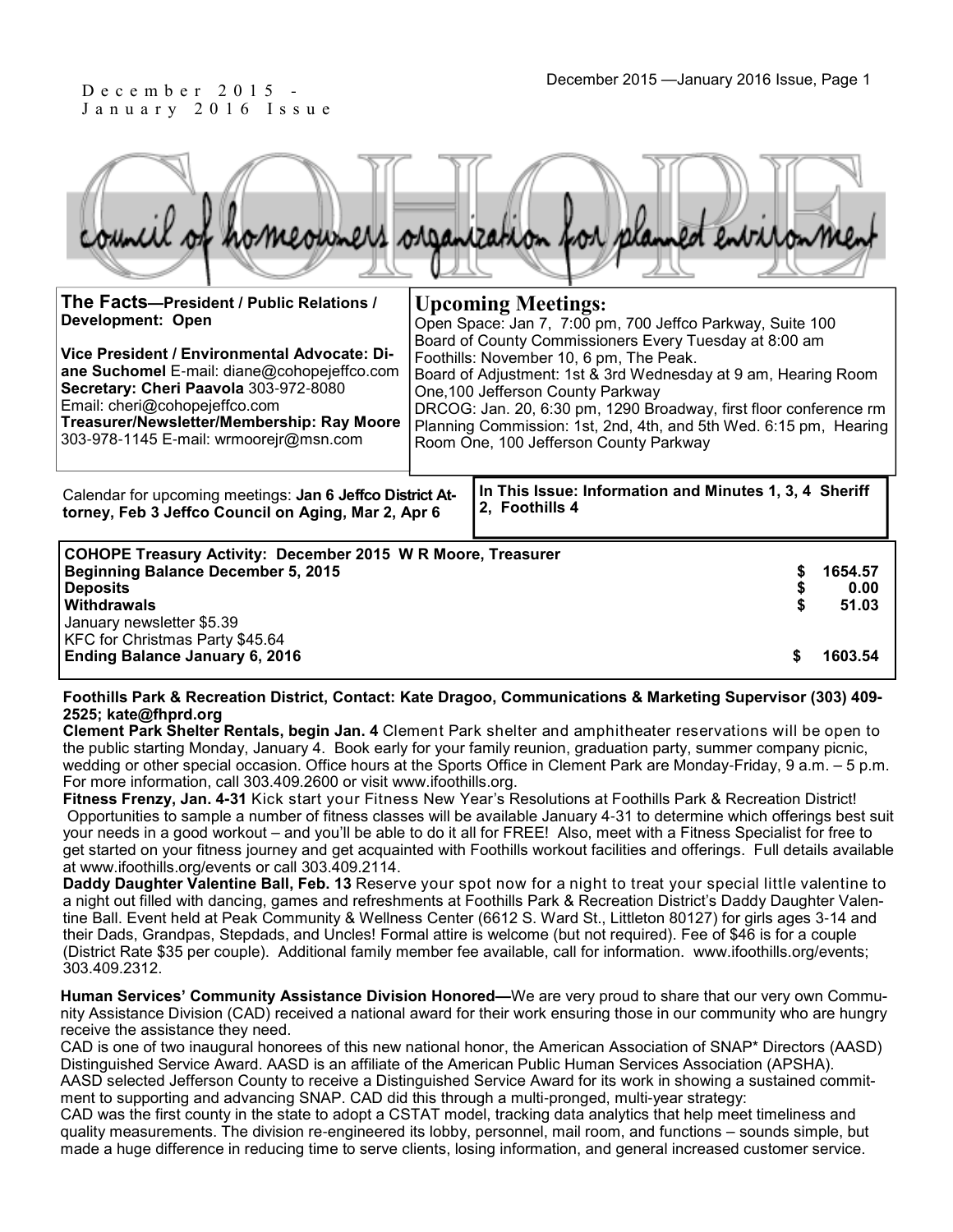December 2015 - January 2016 Issue

# COHOPE

council of homeowners organization for planned environment

**The Facts—President / Public Relations / Development: Open**

**Vice President / Environmental Advocate: Diane Suchomel** E-mail: diane@cohopejeffco.com
**Secretary: Cheri Paavola** 303-972-8080
Email: cheri@cohopejeffco.com
**Treasurer/Newsletter/Membership: Ray Moore** 303-978-1145 E-mail: wrmoorejr@msn.com

## Upcoming Meetings:

Open Space: Jan 7, 7:00 pm, 700 Jeffco Parkway, Suite 100
Board of County Commissioners Every Tuesday at 8:00 am
Foothills: November 10, 6 pm, The Peak.
Board of Adjustment: 1st & 3rd Wednesday at 9 am, Hearing Room One,100 Jefferson County Parkway
DRCOG: Jan. 20, 6:30 pm, 1290 Broadway, first floor conference rm
Planning Commission: 1st, 2nd, 4th, and 5th Wed. 6:15 pm, Hearing Room One, 100 Jefferson County Parkway

Calendar for upcoming meetings: **Jan 6 Jeffco District Attorney, Feb 3 Jeffco Council on Aging, Mar 2, Apr 6**

**In This Issue: Information and Minutes 1, 3, 4 Sheriff 2, Foothills 4**

| **COHOPE Treasury Activity: December 2015 W R Moore, Treasurer** | |
|---|---|
| **Beginning Balance December 5, 2015** | **$ 1654.57** |
| **Deposits** | **$ 0.00** |
| **Withdrawals** | **$ 51.03** |
| January newsletter $5.39 | |
| KFC for Christmas Party $45.64 | |
| **Ending Balance January 6, 2016** | **$ 1603.54** |

**Foothills Park & Recreation District, Contact: Kate Dragoo, Communications & Marketing Supervisor (303) 409-2525; kate@fhprd.org**

**Clement Park Shelter Rentals, begin Jan. 4** Clement Park shelter and amphitheater reservations will be open to the public starting Monday, January 4. Book early for your family reunion, graduation party, summer company picnic, wedding or other special occasion. Office hours at the Sports Office in Clement Park are Monday-Friday, 9 a.m. – 5 p.m. For more information, call 303.409.2600 or visit www.ifoothills.org.

**Fitness Frenzy, Jan. 4-31** Kick start your Fitness New Year's Resolutions at Foothills Park & Recreation District! Opportunities to sample a number of fitness classes will be available January 4-31 to determine which offerings best suit your needs in a good workout – and you'll be able to do it all for FREE! Also, meet with a Fitness Specialist for free to get started on your fitness journey and get acquainted with Foothills workout facilities and offerings. Full details available at www.ifoothills.org/events or call 303.409.2114.

**Daddy Daughter Valentine Ball, Feb. 13** Reserve your spot now for a night to treat your special little valentine to a night out filled with dancing, games and refreshments at Foothills Park & Recreation District's Daddy Daughter Valentine Ball. Event held at Peak Community & Wellness Center (6612 S. Ward St., Littleton 80127) for girls ages 3-14 and their Dads, Grandpas, Stepdads, and Uncles! Formal attire is welcome (but not required). Fee of $46 is for a couple (District Rate $35 per couple). Additional family member fee available, call for information. www.ifoothills.org/events; 303.409.2312.

**Human Services' Community Assistance Division Honored—**We are very proud to share that our very own Community Assistance Division (CAD) received a national award for their work ensuring those in our community who are hungry receive the assistance they need.

CAD is one of two inaugural honorees of this new national honor, the American Association of SNAP* Directors (AASD) Distinguished Service Award. AASD is an affiliate of the American Public Human Services Association (APSHA). AASD selected Jefferson County to receive a Distinguished Service Award for its work in showing a sustained commitment to supporting and advancing SNAP. CAD did this through a multi-pronged, multi-year strategy:

CAD was the first county in the state to adopt a CSTAT model, tracking data analytics that help meet timeliness and quality measurements. The division re-engineered its lobby, personnel, mail room, and functions – sounds simple, but made a huge difference in reducing time to serve clients, losing information, and general increased customer service.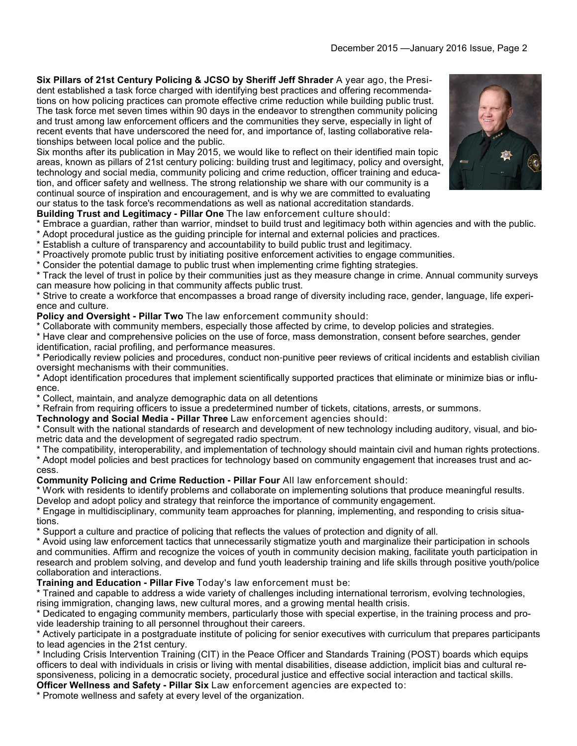**Six Pillars of 21st Century Policing & JCSO by Sheriff Jeff Shrader** A year ago, the President established a task force charged with identifying best practices and offering recommendations on how policing practices can promote effective crime reduction while building public trust. The task force met seven times within 90 days in the endeavor to strengthen community policing and trust among law enforcement officers and the communities they serve, especially in light of recent events that have underscored the need for, and importance of, lasting collaborative relationships between local police and the public.

Six months after its publication in May 2015, we would like to reflect on their identified main topic areas, known as pillars of 21st century policing: building trust and legitimacy, policy and oversight, technology and social media, community policing and crime reduction, officer training and education, and officer safety and wellness. The strong relationship we share with our community is a continual source of inspiration and encouragement, and is why we are committed to evaluating our status to the task force's recommendations as well as national accreditation standards.

**Building Trust and Legitimacy - Pillar One** The law enforcement culture should:

* Embrace a guardian, rather than warrior, mindset to build trust and legitimacy both within agencies and with the public.
* Adopt procedural justice as the guiding principle for internal and external policies and practices.
* Establish a culture of transparency and accountability to build public trust and legitimacy.
* Proactively promote public trust by initiating positive enforcement activities to engage communities.
* Consider the potential damage to public trust when implementing crime fighting strategies.
* Track the level of trust in police by their communities just as they measure change in crime. Annual community surveys can measure how policing in that community affects public trust.
* Strive to create a workforce that encompasses a broad range of diversity including race, gender, language, life experience and culture.

**Policy and Oversight - Pillar Two** The law enforcement community should:

* Collaborate with community members, especially those affected by crime, to develop policies and strategies.
* Have clear and comprehensive policies on the use of force, mass demonstration, consent before searches, gender identification, racial profiling, and performance measures.
* Periodically review policies and procedures, conduct non-punitive peer reviews of critical incidents and establish civilian oversight mechanisms with their communities.
* Adopt identification procedures that implement scientifically supported practices that eliminate or minimize bias or influence.
* Collect, maintain, and analyze demographic data on all detentions
* Refrain from requiring officers to issue a predetermined number of tickets, citations, arrests, or summons.

**Technology and Social Media - Pillar Three** Law enforcement agencies should:

* Consult with the national standards of research and development of new technology including auditory, visual, and biometric data and the development of segregated radio spectrum.
* The compatibility, interoperability, and implementation of technology should maintain civil and human rights protections.
* Adopt model policies and best practices for technology based on community engagement that increases trust and access.

**Community Policing and Crime Reduction - Pillar Four** All law enforcement should:

* Work with residents to identify problems and collaborate on implementing solutions that produce meaningful results. Develop and adopt policy and strategy that reinforce the importance of community engagement.
* Engage in multidisciplinary, community team approaches for planning, implementing, and responding to crisis situations.
* Support a culture and practice of policing that reflects the values of protection and dignity of all.
* Avoid using law enforcement tactics that unnecessarily stigmatize youth and marginalize their participation in schools and communities. Affirm and recognize the voices of youth in community decision making, facilitate youth participation in research and problem solving, and develop and fund youth leadership training and life skills through positive youth/police collaboration and interactions.

**Training and Education - Pillar Five** Today's law enforcement must be:

* Trained and capable to address a wide variety of challenges including international terrorism, evolving technologies, rising immigration, changing laws, new cultural mores, and a growing mental health crisis.
* Dedicated to engaging community members, particularly those with special expertise, in the training process and provide leadership training to all personnel throughout their careers.
* Actively participate in a postgraduate institute of policing for senior executives with curriculum that prepares participants to lead agencies in the 21st century.
* Including Crisis Intervention Training (CIT) in the Peace Officer and Standards Training (POST) boards which equips officers to deal with individuals in crisis or living with mental disabilities, disease addiction, implicit bias and cultural responsiveness, policing in a democratic society, procedural justice and effective social interaction and tactical skills.

**Officer Wellness and Safety - Pillar Six** Law enforcement agencies are expected to:

* Promote wellness and safety at every level of the organization.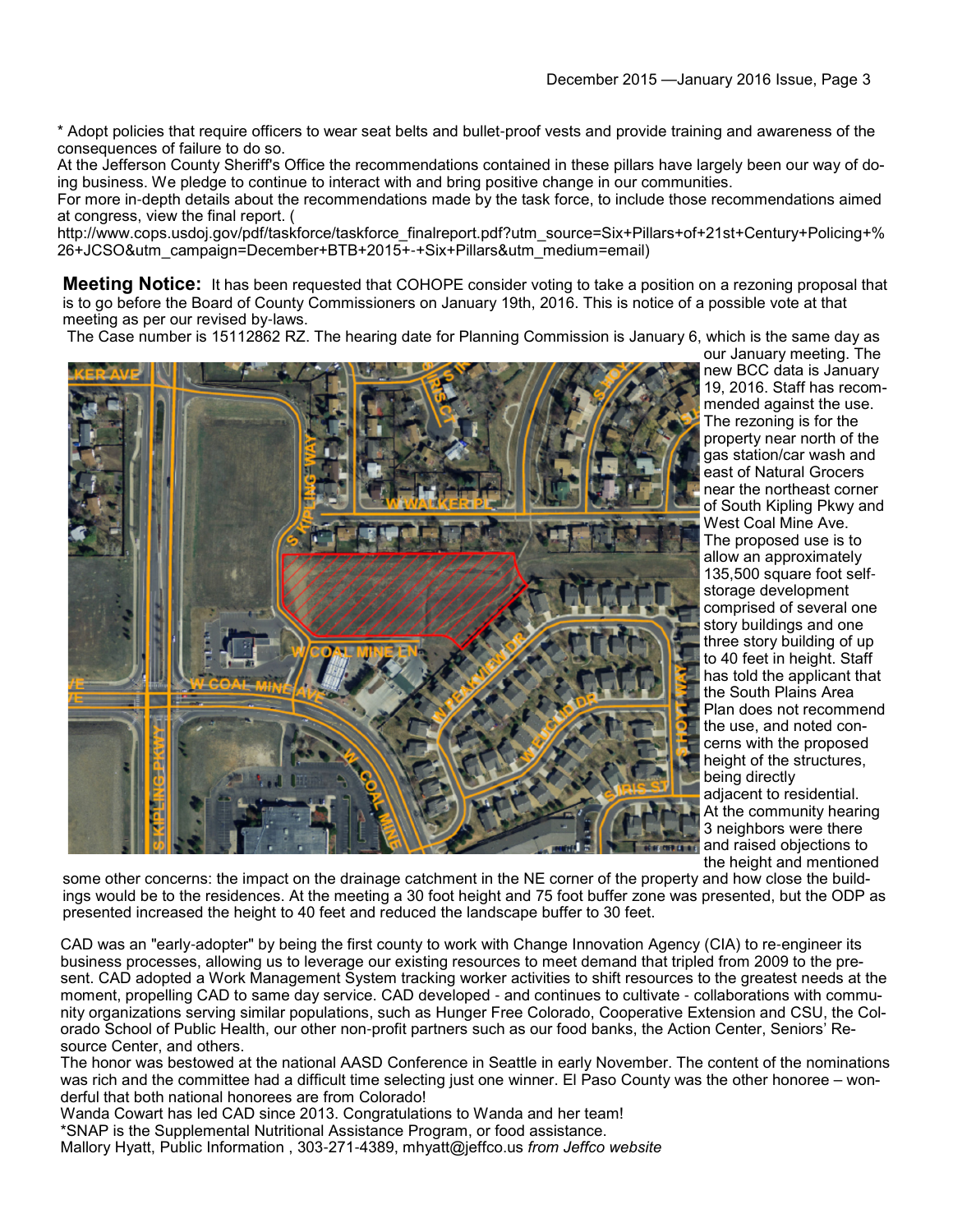* Adopt policies that require officers to wear seat belts and bullet-proof vests and provide training and awareness of the consequences of failure to do so.

At the Jefferson County Sheriff's Office the recommendations contained in these pillars have largely been our way of doing business. We pledge to continue to interact with and bring positive change in our communities.

For more in-depth details about the recommendations made by the task force, to include those recommendations aimed at congress, view the final report. (http://www.cops.usdoj.gov/pdf/taskforce/taskforce_finalreport.pdf?utm_source=Six+Pillars+of+21st+Century+Policing+%26+JCSO&utm_campaign=December+BTB+2015+-+Six+Pillars&utm_medium=email)

**Meeting Notice:** It has been requested that COHOPE consider voting to take a position on a rezoning proposal that is to go before the Board of County Commissioners on January 19th, 2016. This is notice of a possible vote at that meeting as per our revised by-laws.

The Case number is 15112862 RZ. The hearing date for Planning Commission is January 6, which is the same day as our January meeting. The new BCC data is January 19, 2016. Staff has recommended against the use. The rezoning is for the property near north of the gas station/car wash and east of Natural Grocers near the northeast corner of South Kipling Pkwy and West Coal Mine Ave. The proposed use is to allow an approximately 135,500 square foot self-storage development comprised of several one story buildings and one three story building of up to 40 feet in height. Staff has told the applicant that the South Plains Area Plan does not recommend the use, and noted concerns with the proposed height of the structures, being directly adjacent to residential. At the community hearing 3 neighbors were there and raised objections to the height and mentioned some other concerns: the impact on the drainage catchment in the NE corner of the property and how close the buildings would be to the residences. At the meeting a 30 foot height and 75 foot buffer zone was presented, but the ODP as presented increased the height to 40 feet and reduced the landscape buffer to 30 feet.

CAD was an "early-adopter" by being the first county to work with Change Innovation Agency (CIA) to re-engineer its business processes, allowing us to leverage our existing resources to meet demand that tripled from 2009 to the present. CAD adopted a Work Management System tracking worker activities to shift resources to the greatest needs at the moment, propelling CAD to same day service. CAD developed - and continues to cultivate - collaborations with community organizations serving similar populations, such as Hunger Free Colorado, Cooperative Extension and CSU, the Colorado School of Public Health, our other non-profit partners such as our food banks, the Action Center, Seniors' Resource Center, and others.

The honor was bestowed at the national AASD Conference in Seattle in early November. The content of the nominations was rich and the committee had a difficult time selecting just one winner. El Paso County was the other honoree – wonderful that both national honorees are from Colorado!

Wanda Cowart has led CAD since 2013. Congratulations to Wanda and her team!

*SNAP is the Supplemental Nutritional Assistance Program, or food assistance.

Mallory Hyatt, Public Information , 303-271-4389, mhyatt@jeffco.us *from Jeffco website*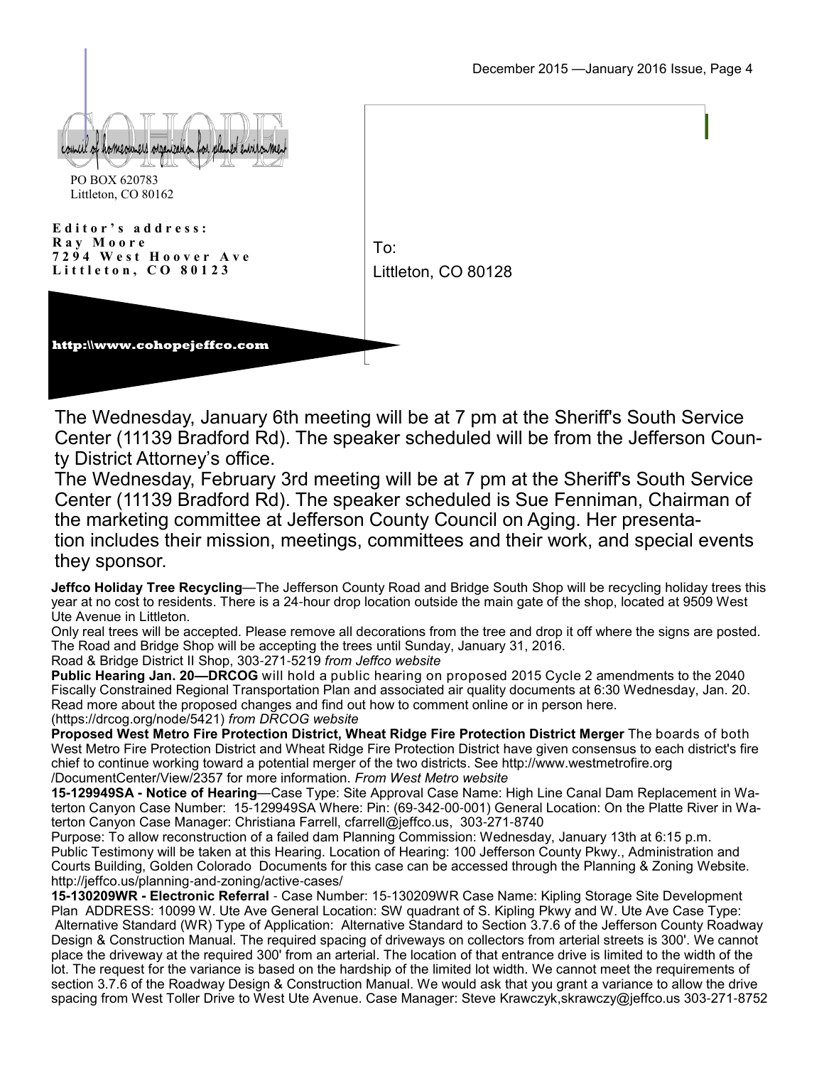COHOPE

council of homeowners organization for planned environment

PO BOX 620783
Littleton, CO 80162

**Editor's address:**
**Ray Moore**
**7294 West Hoover Ave**
**Littleton, CO 80123**

**http:\\www.cohopejeffco.com**

To:
Littleton, CO 80128

The Wednesday, January 6th meeting will be at 7 pm at the Sheriff's South Service Center (11139 Bradford Rd). The speaker scheduled will be from the Jefferson County District Attorney's office.

The Wednesday, February 3rd meeting will be at 7 pm at the Sheriff's South Service Center (11139 Bradford Rd). The speaker scheduled is Sue Fenniman, Chairman of the marketing committee at Jefferson County Council on Aging. Her presentation includes their mission, meetings, committees and their work, and special events they sponsor.

**Jeffco Holiday Tree Recycling**—The Jefferson County Road and Bridge South Shop will be recycling holiday trees this year at no cost to residents. There is a 24-hour drop location outside the main gate of the shop, located at 9509 West Ute Avenue in Littleton.

Only real trees will be accepted. Please remove all decorations from the tree and drop it off where the signs are posted. The Road and Bridge Shop will be accepting the trees until Sunday, January 31, 2016.

Road & Bridge District II Shop, 303-271-5219 *from Jeffco website*

**Public Hearing Jan. 20—DRCOG** will hold a public hearing on proposed 2015 Cycle 2 amendments to the 2040 Fiscally Constrained Regional Transportation Plan and associated air quality documents at 6:30 Wednesday, Jan. 20. Read more about the proposed changes and find out how to comment online or in person here. (https://drcog.org/node/5421) *from DRCOG website*

**Proposed West Metro Fire Protection District, Wheat Ridge Fire Protection District Merger** The boards of both West Metro Fire Protection District and Wheat Ridge Fire Protection District have given consensus to each district's fire chief to continue working toward a potential merger of the two districts. See http://www.westmetrofire.org/DocumentCenter/View/2357 for more information. *From West Metro website*

**15-129949SA - Notice of Hearing**—Case Type: Site Approval Case Name: High Line Canal Dam Replacement in Waterton Canyon Case Number: 15-129949SA Where: Pin: (69-342-00-001) General Location: On the Platte River in Waterton Canyon Case Manager: Christiana Farrell, cfarrell@jeffco.us, 303-271-8740

Purpose: To allow reconstruction of a failed dam Planning Commission: Wednesday, January 13th at 6:15 p.m. Public Testimony will be taken at this Hearing. Location of Hearing: 100 Jefferson County Pkwy., Administration and Courts Building, Golden Colorado Documents for this case can be accessed through the Planning & Zoning Website. http://jeffco.us/planning-and-zoning/active-cases/

**15-130209WR - Electronic Referral** - Case Number: 15-130209WR Case Name: Kipling Storage Site Development Plan ADDRESS: 10099 W. Ute Ave General Location: SW quadrant of S. Kipling Pkwy and W. Ute Ave Case Type: Alternative Standard (WR) Type of Application: Alternative Standard to Section 3.7.6 of the Jefferson County Roadway Design & Construction Manual. The required spacing of driveways on collectors from arterial streets is 300'. We cannot place the driveway at the required 300' from an arterial. The location of that entrance drive is limited to the width of the lot. The request for the variance is based on the hardship of the limited lot width. We cannot meet the requirements of section 3.7.6 of the Roadway Design & Construction Manual. We would ask that you grant a variance to allow the drive spacing from West Toller Drive to West Ute Avenue. Case Manager: Steve Krawczyk,skrawczy@jeffco.us 303-271-8752